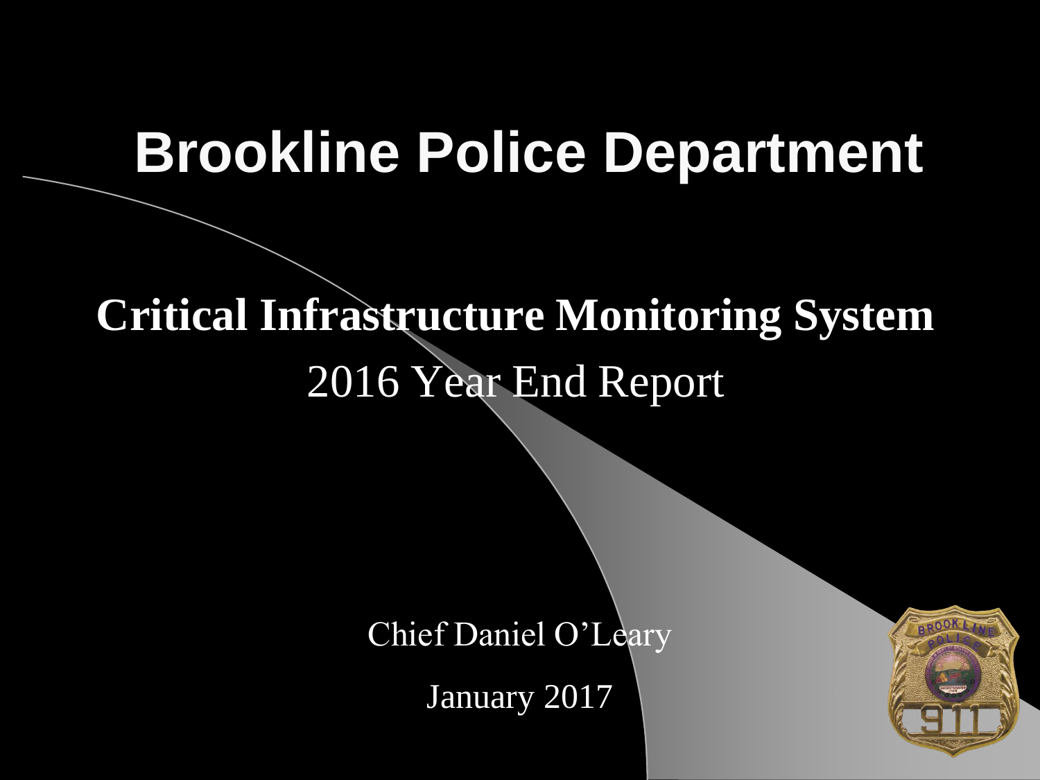# Brookline Police Department

## Critical Infrastructure Monitoring System

2016 Year End Report

Chief Daniel O'Leary

January 2017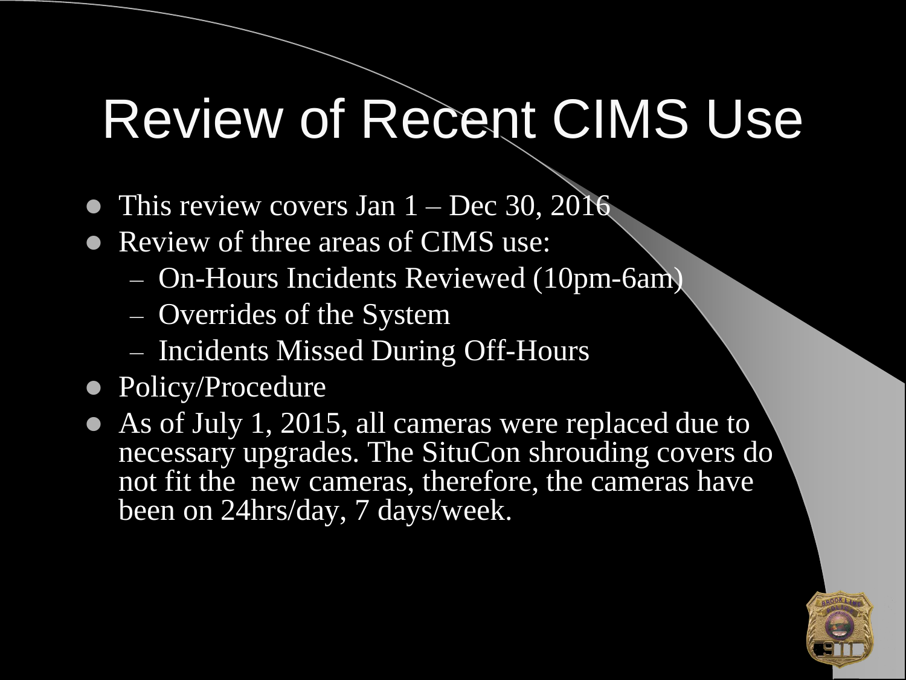# Review of Recent CIMS Use

- This review covers Jan 1 – Dec 30, 2016
- Review of three areas of CIMS use:
  - On-Hours Incidents Reviewed (10pm-6am)
  - Overrides of the System
  - Incidents Missed During Off-Hours
- Policy/Procedure
- As of July 1, 2015, all cameras were replaced due to necessary upgrades. The SituCon shrouding covers do not fit the new cameras, therefore, the cameras have been on 24hrs/day, 7 days/week.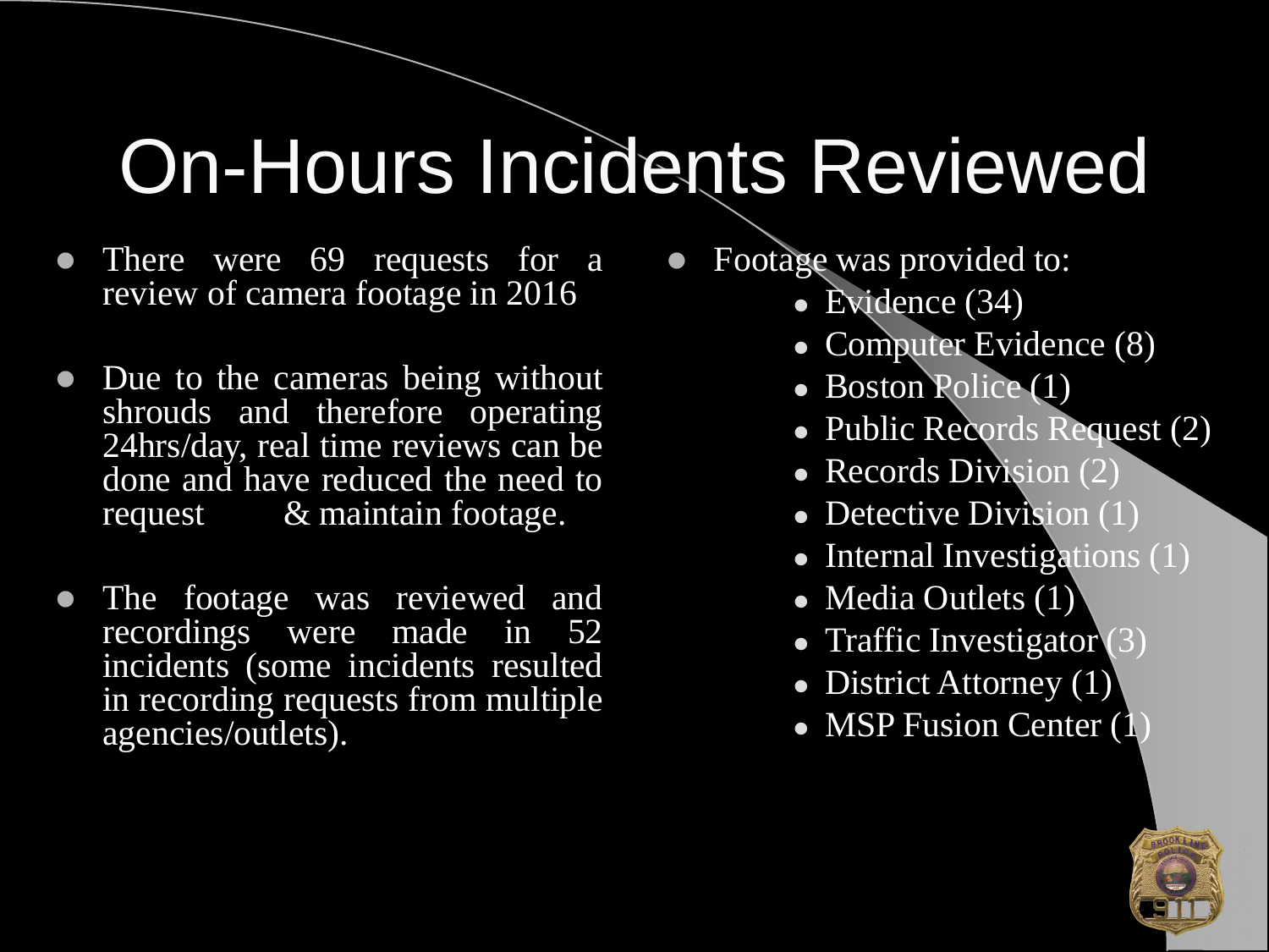# On-Hours Incidents Reviewed

- There were 69 requests for a review of camera footage in 2016
- Due to the cameras being without shrouds and therefore operating 24hrs/day, real time reviews can be done and have reduced the need to request & maintain footage.
- The footage was reviewed and recordings were made in 52 incidents (some incidents resulted in recording requests from multiple agencies/outlets).
- Footage was provided to:
  - Evidence (34)
  - Computer Evidence (8)
  - Boston Police (1)
  - Public Records Request (2)
  - Records Division (2)
  - Detective Division (1)
  - Internal Investigations (1)
  - Media Outlets (1)
  - Traffic Investigator (3)
  - District Attorney (1)
  - MSP Fusion Center (1)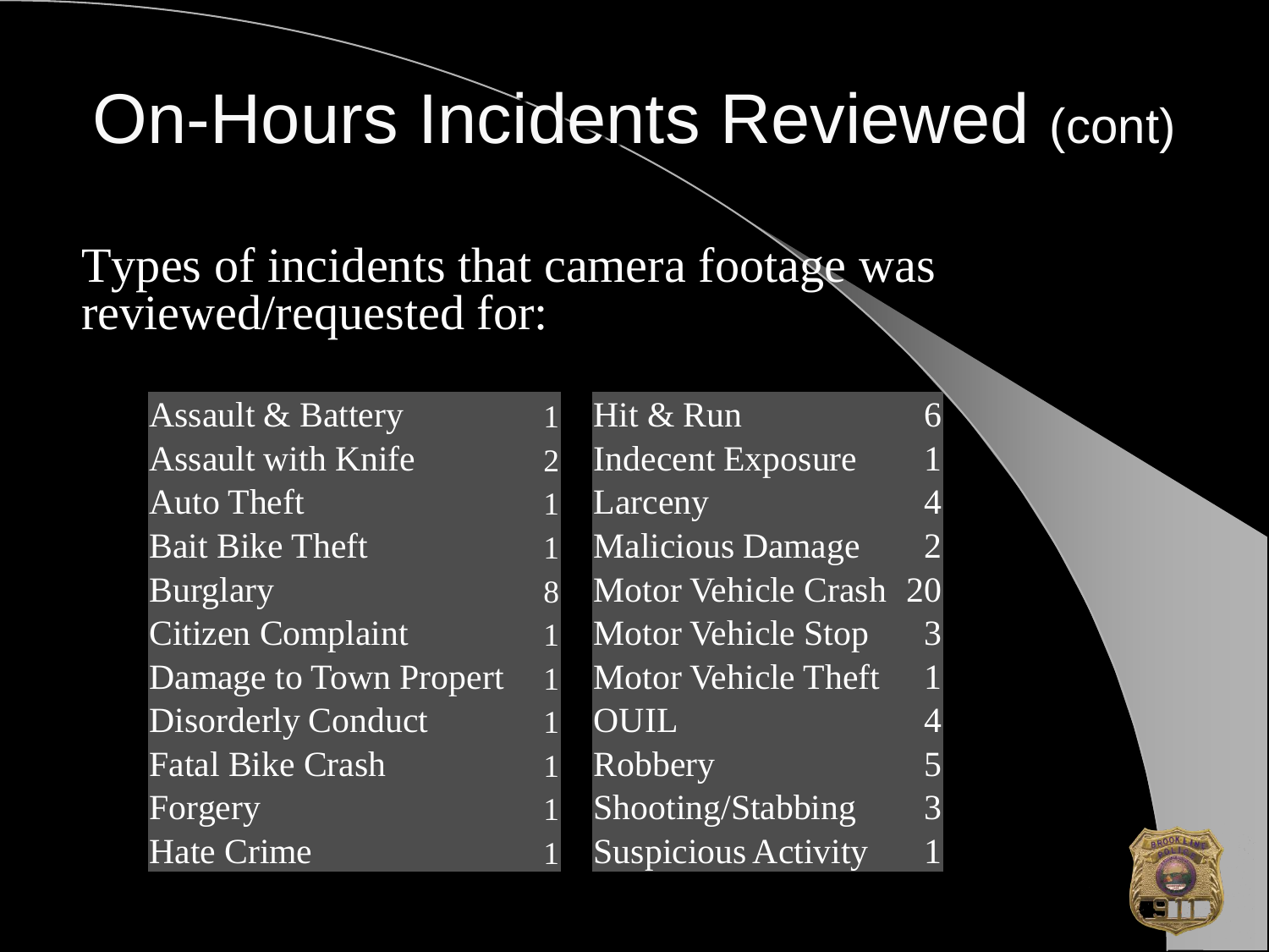# On-Hours Incidents Reviewed (cont)

Types of incidents that camera footage was reviewed/requested for:

| Incident | Count |
|---|---|
| Assault & Battery | 1 |
| Assault with Knife | 2 |
| Auto Theft | 1 |
| Bait Bike Theft | 1 |
| Burglary | 8 |
| Citizen Complaint | 1 |
| Damage to Town Propert | 1 |
| Disorderly Conduct | 1 |
| Fatal Bike Crash | 1 |
| Forgery | 1 |
| Hate Crime | 1 |

| Incident | Count |
|---|---|
| Hit & Run | 6 |
| Indecent Exposure | 1 |
| Larceny | 4 |
| Malicious Damage | 2 |
| Motor Vehicle Crash | 20 |
| Motor Vehicle Stop | 3 |
| Motor Vehicle Theft | 1 |
| OUIL | 4 |
| Robbery | 5 |
| Shooting/Stabbing | 3 |
| Suspicious Activity | 1 |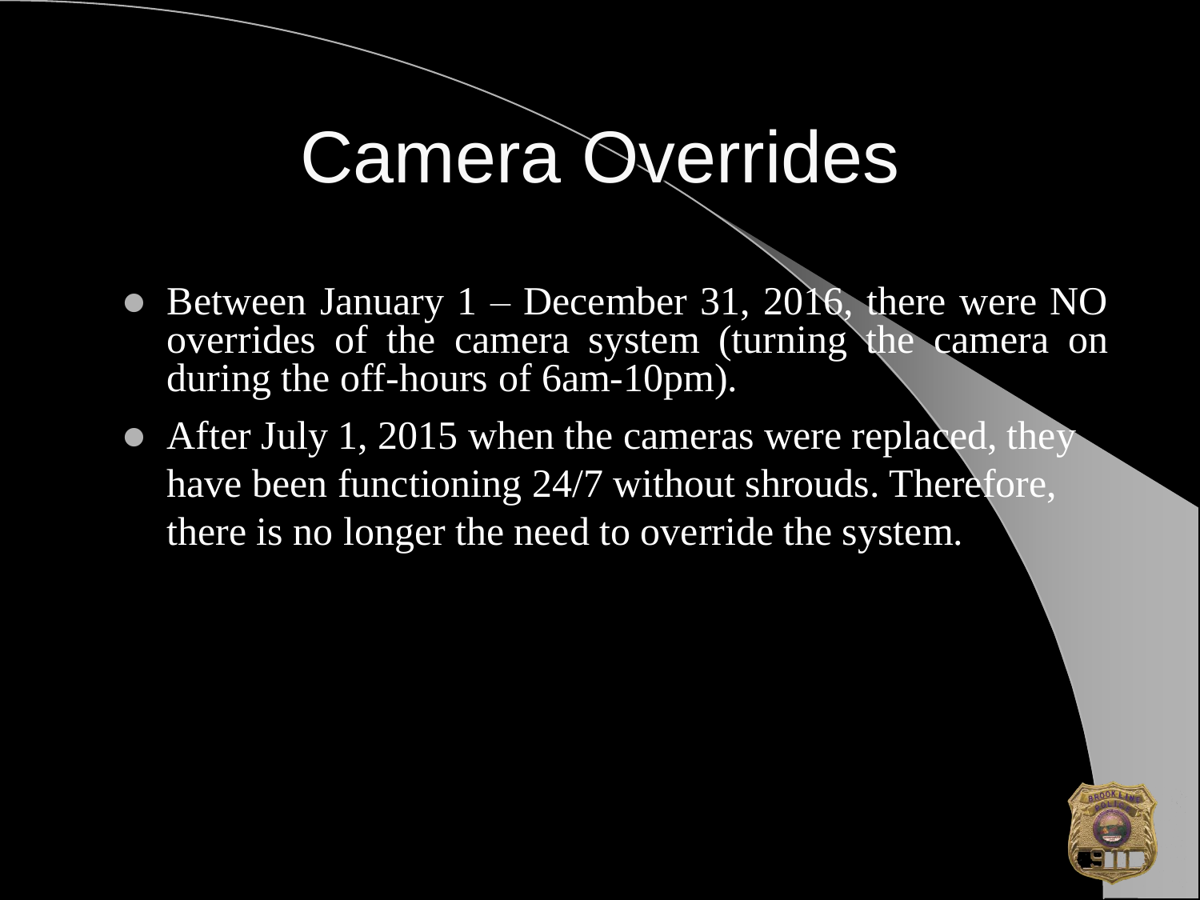# Camera Overrides

- Between January 1 – December 31, 2016, there were NO overrides of the camera system (turning the camera on during the off-hours of 6am-10pm).
- After July 1, 2015 when the cameras were replaced, they have been functioning 24/7 without shrouds. Therefore, there is no longer the need to override the system.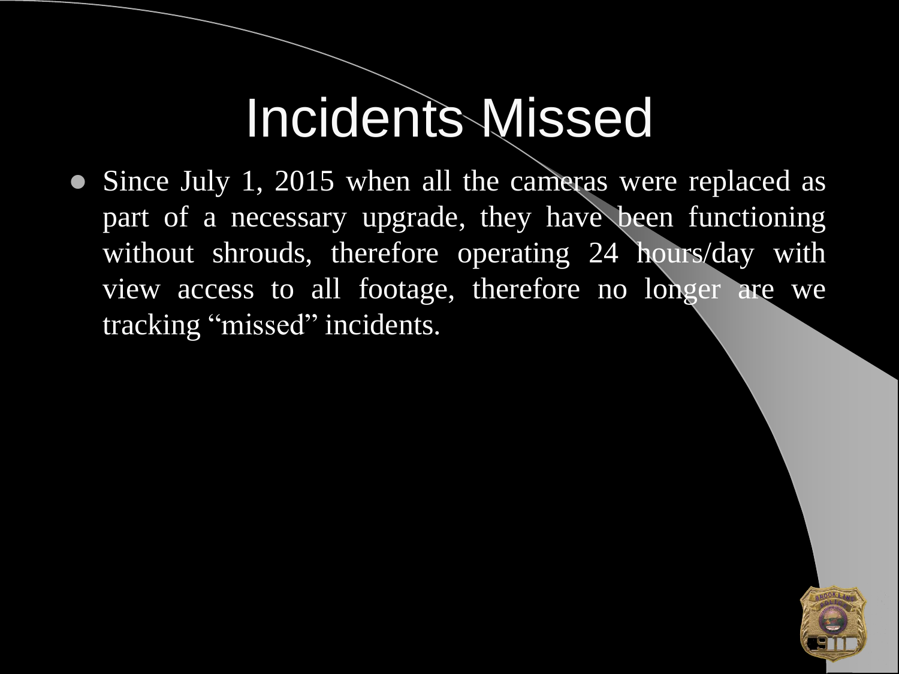# Incidents Missed

- Since July 1, 2015 when all the cameras were replaced as part of a necessary upgrade, they have been functioning without shrouds, therefore operating 24 hours/day with view access to all footage, therefore no longer are we tracking "missed" incidents.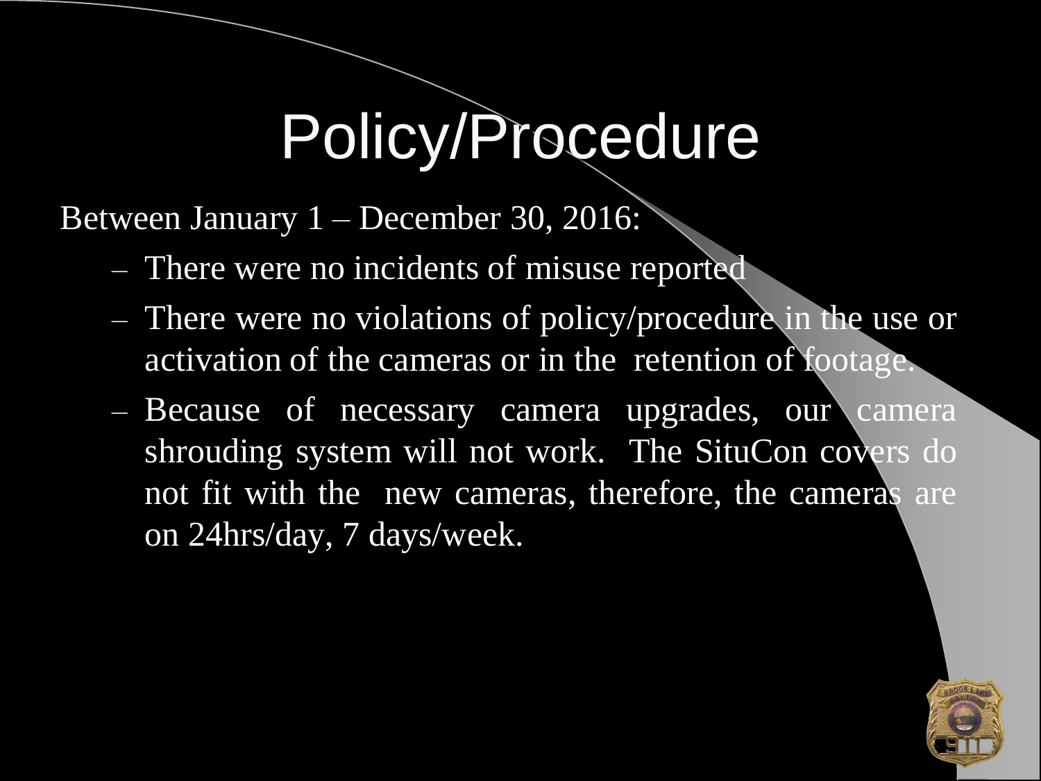# Policy/Procedure

Between January 1 – December 30, 2016:

- There were no incidents of misuse reported
- There were no violations of policy/procedure in the use or activation of the cameras or in the retention of footage.
- Because of necessary camera upgrades, our camera shrouding system will not work. The SituCon covers do not fit with the new cameras, therefore, the cameras are on 24hrs/day, 7 days/week.